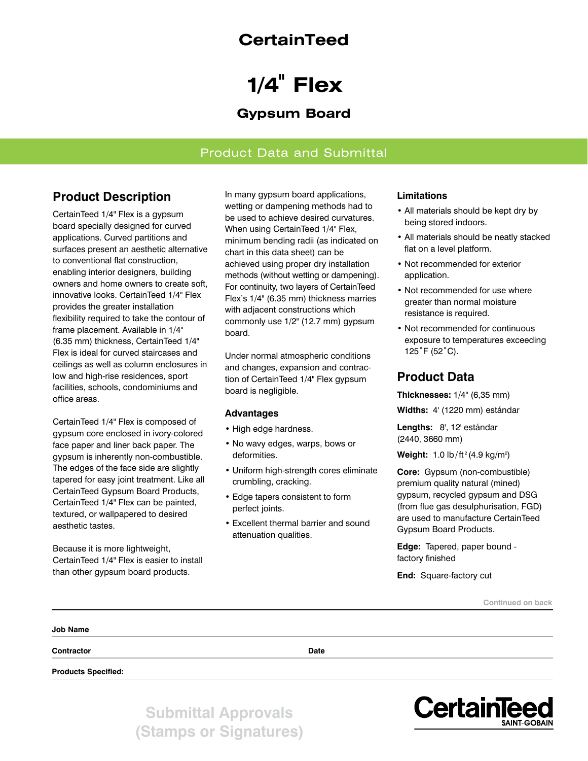# CertainTeed

# 1/4" Flex

## Gypsum Board

Product Data and Submittal

## Product Description

CertainTeed 1/4" Flex is a gypsum board specially designed for curved applications. Curved partitions and surfaces present an aesthetic alternative to conventional flat construction, enabling interior designers, building owners and home owners to create soft, innovative looks. CertainTeed 1/4" Flex provides the greater installation flexibility required to take the contour of frame placement. Available in 1/4" (6.35 mm) thickness, CertainTeed 1/4" Flex is ideal for curved staircases and ceilings as well as column enclosures in low and high-rise residences, sport facilities, schools, condominiums and office areas.

CertainTeed 1/4" Flex is composed of gypsum core enclosed in ivory-colored face paper and liner back paper. The gypsum is inherently non-combustible. The edges of the face side are slightly tapered for easy joint treatment. Like all CertainTeed Gypsum Board Products, CertainTeed 1/4" Flex can be painted, textured, or wallpapered to desired aesthetic tastes.

Because it is more lightweight, CertainTeed 1/4" Flex is easier to install than other gypsum board products.

In many gypsum board applications, wetting or dampening methods had to be used to achieve desired curvatures. When using CertainTeed 1/4" Flex, minimum bending radii (as indicated on chart in this data sheet) can be achieved using proper dry installation methods (without wetting or dampening). For continuity, two layers of CertainTeed Flex's 1/4" (6.35 mm) thickness marries with adjacent constructions which commonly use 1/2" (12.7 mm) gypsum board.

Under normal atmospheric conditions and changes, expansion and contraction of CertainTeed 1/4" Flex gypsum board is negligible.

### Advantages

- High edge hardness.
- No wavy edges, warps, bows or deformities.
- Uniform high-strength cores eliminate crumbling, cracking.
- Edge tapers consistent to form perfect joints.
- Excellent thermal barrier and sound attenuation qualities.

### Limitations

- All materials should be kept dry by being stored indoors.
- All materials should be neatly stacked flat on a level platform.
- Not recommended for exterior application.
- Not recommended for use where greater than normal moisture resistance is required.
- Not recommended for continuous exposure to temperatures exceeding 125˚F (52˚C).

## Product Data

**Thicknesses:** 1/4" (6,35 mm)

**Widths:** 4' (1220 mm) estándar

**Lengths:** 8', 12' estándar (2440, 3660 mm)

**Weight:** 1.0 lb/ft² (4.9 kg/m²)

**Core:** Gypsum (non-combustible) premium quality natural (mined) gypsum, recycled gypsum and DSG (from flue gas desulphurisation, FGD) are used to manufacture CertainTeed Gypsum Board Products.

**Edge:** Tapered, paper bound - factory finished

**End:** Square-factory cut

Continued on back

**Job Name**

**Contractor** **Date**

**Products Specified:**

Submittal Approvals (Stamps or Signatures)

CertainTeed SAINT-GOBAIN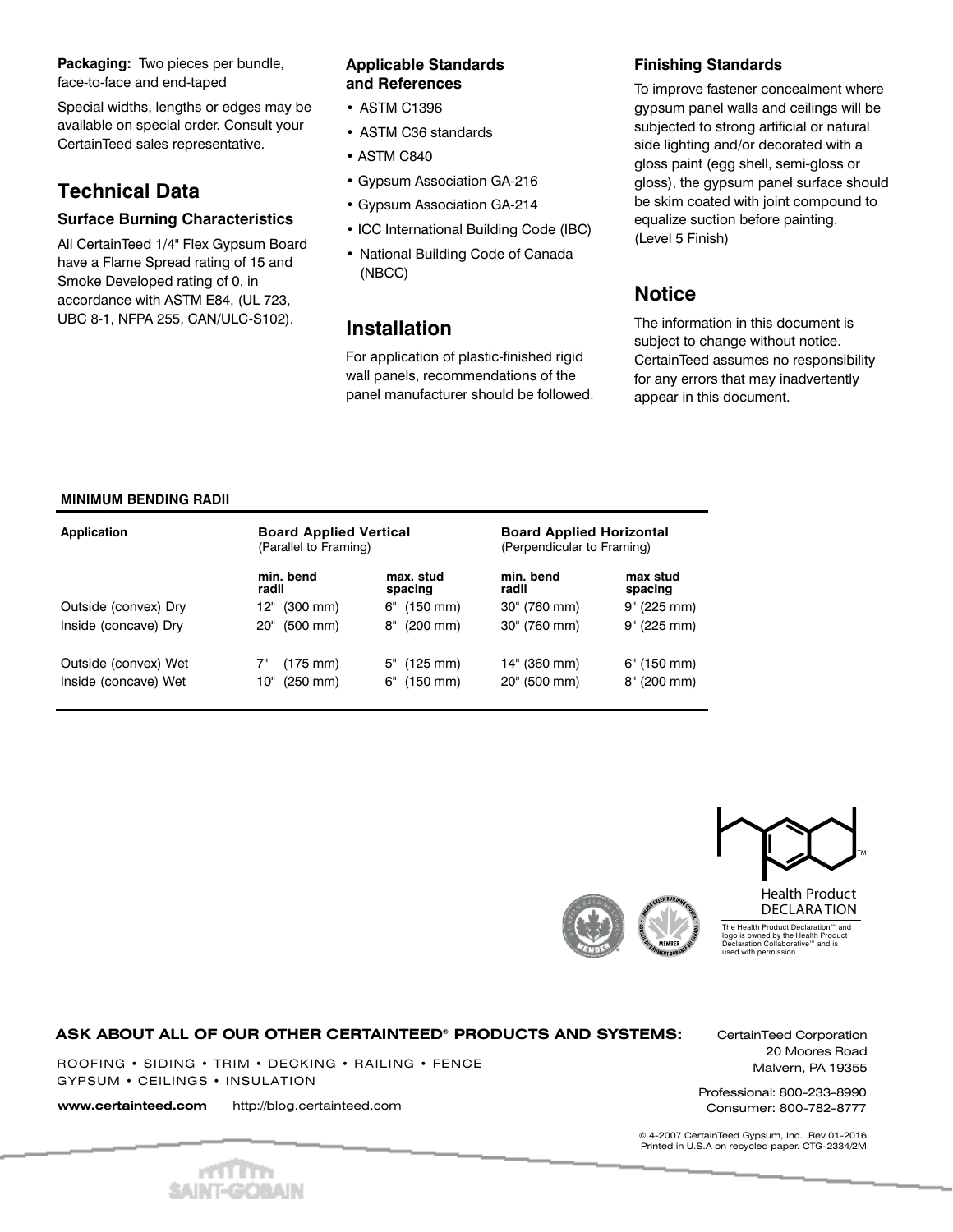**Packaging:** Two pieces per bundle, face-to-face and end-taped

Special widths, lengths or edges may be available on special order. Consult your CertainTeed sales representative.

## Technical Data

### Surface Burning Characteristics

All CertainTeed 1/4" Flex Gypsum Board have a Flame Spread rating of 15 and Smoke Developed rating of 0, in accordance with ASTM E84, (UL 723, UBC 8-1, NFPA 255, CAN/ULC-S102).

### Applicable Standards and References

- ASTM C1396
- ASTM C36 standards
- ASTM C840
- Gypsum Association GA-216
- Gypsum Association GA-214
- ICC International Building Code (IBC)
- National Building Code of Canada (NBCC)

## Installation

For application of plastic-finished rigid wall panels, recommendations of the panel manufacturer should be followed.

### Finishing Standards

To improve fastener concealment where gypsum panel walls and ceilings will be subjected to strong artificial or natural side lighting and/or decorated with a gloss paint (egg shell, semi-gloss or gloss), the gypsum panel surface should be skim coated with joint compound to equalize suction before painting. (Level 5 Finish)

## Notice

The information in this document is subject to change without notice. CertainTeed assumes no responsibility for any errors that may inadvertently appear in this document.

**MINIMUM BENDING RADII**

| Application | Board Applied Vertical (Parallel to Framing) | | Board Applied Horizontal (Perpendicular to Framing) | |
|---|---|---|---|---|
| | min. bend radii | max. stud spacing | min. bend radii | max stud spacing |
| Outside (convex) Dry | 12" (300 mm) | 6" (150 mm) | 30" (760 mm) | 9" (225 mm) |
| Inside (concave) Dry | 20" (500 mm) | 8" (200 mm) | 30" (760 mm) | 9" (225 mm) |
| Outside (convex) Wet | 7" (175 mm) | 5" (125 mm) | 14" (360 mm) | 6" (150 mm) |
| Inside (concave) Wet | 10" (250 mm) | 6" (150 mm) | 20" (500 mm) | 8" (200 mm) |

Health Product DECLARATION

The Health Product Declaration™ and logo is owned by the Health Product Declaration Collaborative™ and is used with permission.

**ASK ABOUT ALL OF OUR OTHER CERTAINTEED® PRODUCTS AND SYSTEMS:**

ROOFING • SIDING • TRIM • DECKING • RAILING • FENCE
GYPSUM • CEILINGS • INSULATION

**www.certainteed.com** http://blog.certainteed.com

CertainTeed Corporation
20 Moores Road
Malvern, PA 19355

Professional: 800-233-8990
Consumer: 800-782-8777

© 4-2007 CertainTeed Gypsum, Inc. Rev 01-2016
Printed in U.S.A on recycled paper. CTG-2334/2M

SAINT-GOBAIN